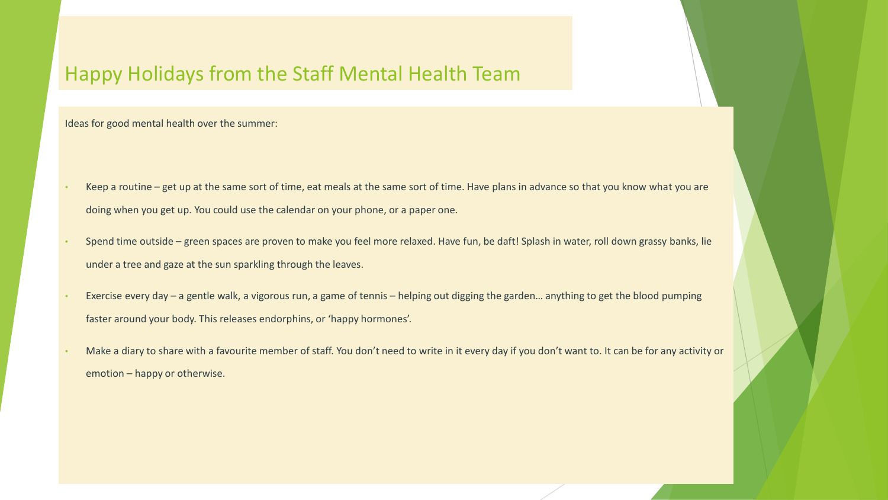# Happy Holidays from the Staff Mental Health Team

Ideas for good mental health over the summer:

- Keep a routine – get up at the same sort of time, eat meals at the same sort of time. Have plans in advance so that you know what you are doing when you get up. You could use the calendar on your phone, or a paper one.
- Spend time outside – green spaces are proven to make you feel more relaxed. Have fun, be daft! Splash in water, roll down grassy banks, lie under a tree and gaze at the sun sparkling through the leaves.
- Exercise every day – a gentle walk, a vigorous run, a game of tennis – helping out digging the garden… anything to get the blood pumping faster around your body. This releases endorphins, or 'happy hormones'.
- Make a diary to share with a favourite member of staff. You don't need to write in it every day if you don't want to. It can be for any activity or emotion – happy or otherwise.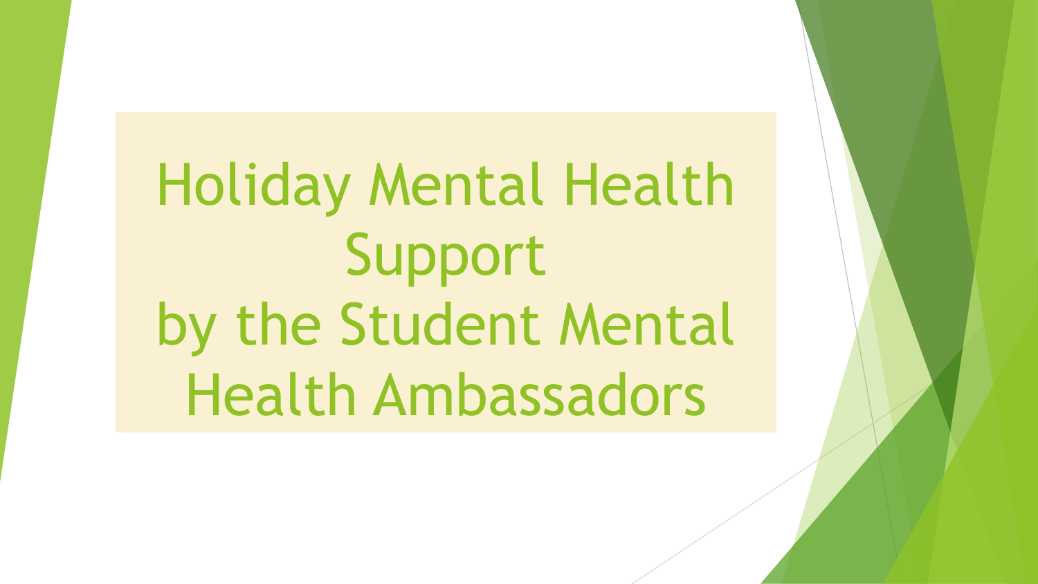# Holiday Mental Health Support by the Student Mental Health Ambassadors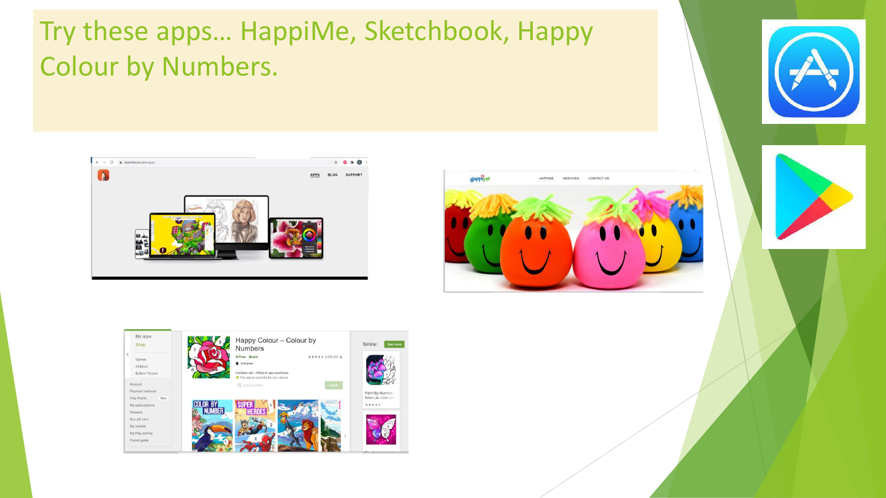# Try these apps… HappiMe, Sketchbook, Happy Colour by Numbers.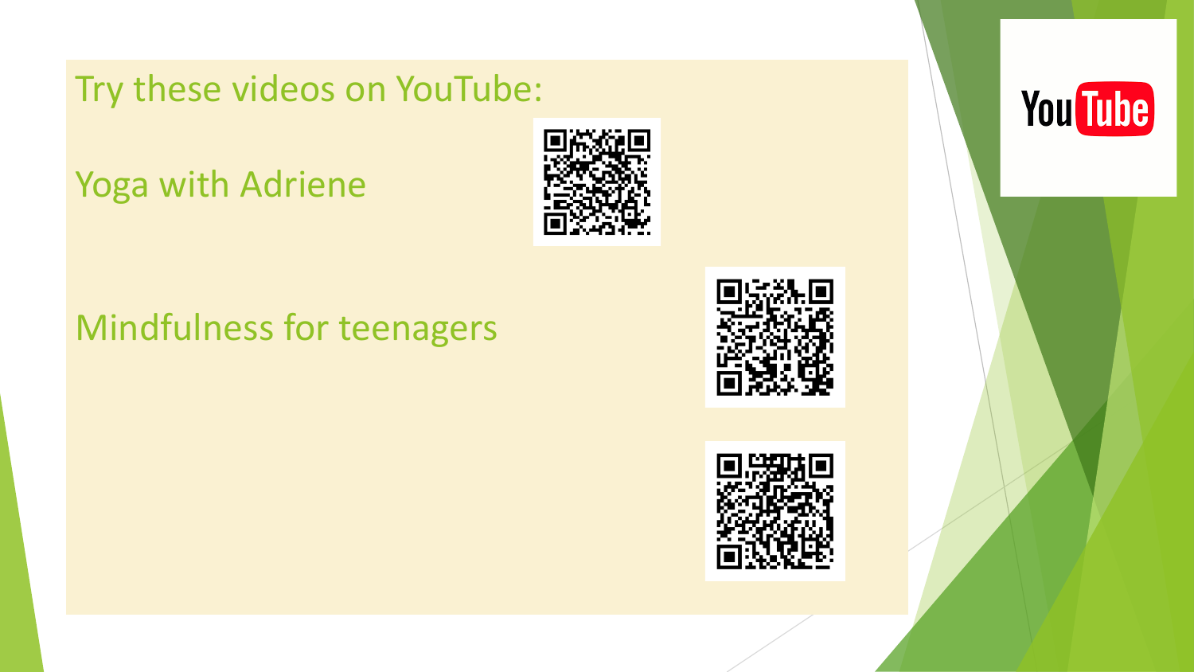Try these videos on YouTube:

Yoga with Adriene

Mindfulness for teenagers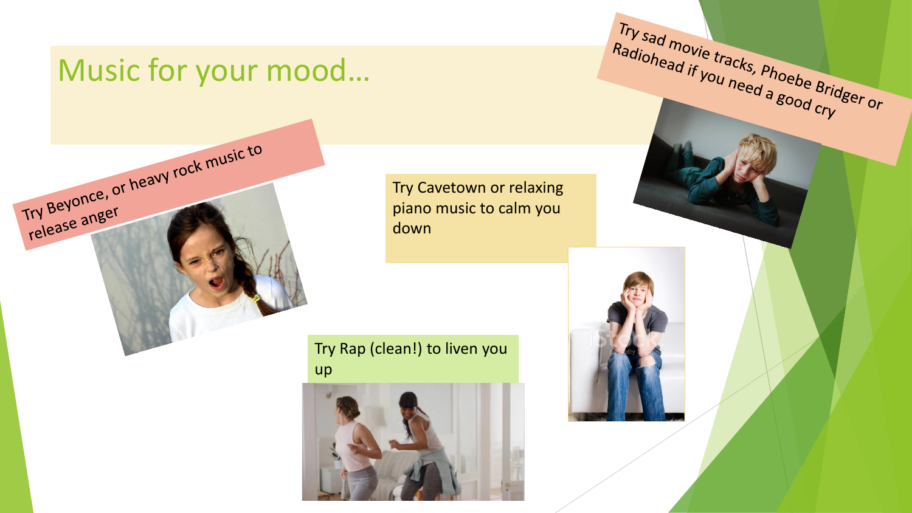# Music for your mood…

Try Beyonce, or heavy rock music to release anger

Try Cavetown or relaxing piano music to calm you down

Try sad movie tracks, Phoebe Bridger or Radiohead if you need a good cry

Try Rap (clean!) to liven you up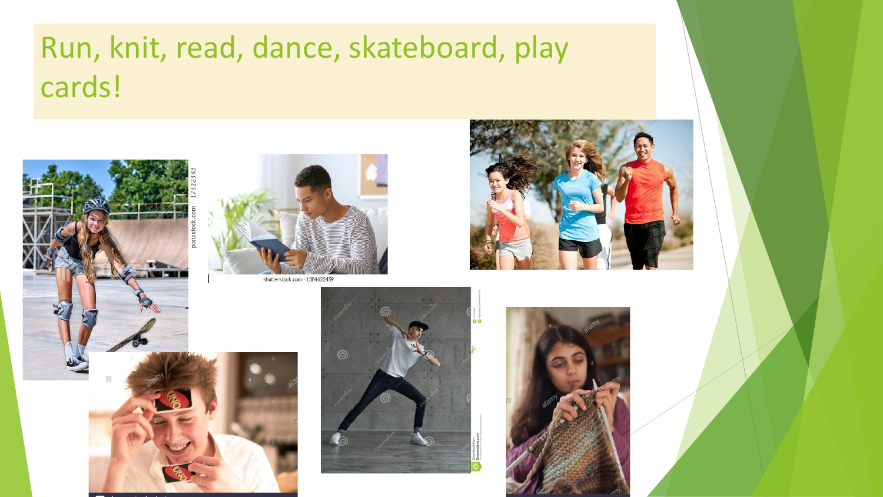# Run, knit, read, dance, skateboard, play cards!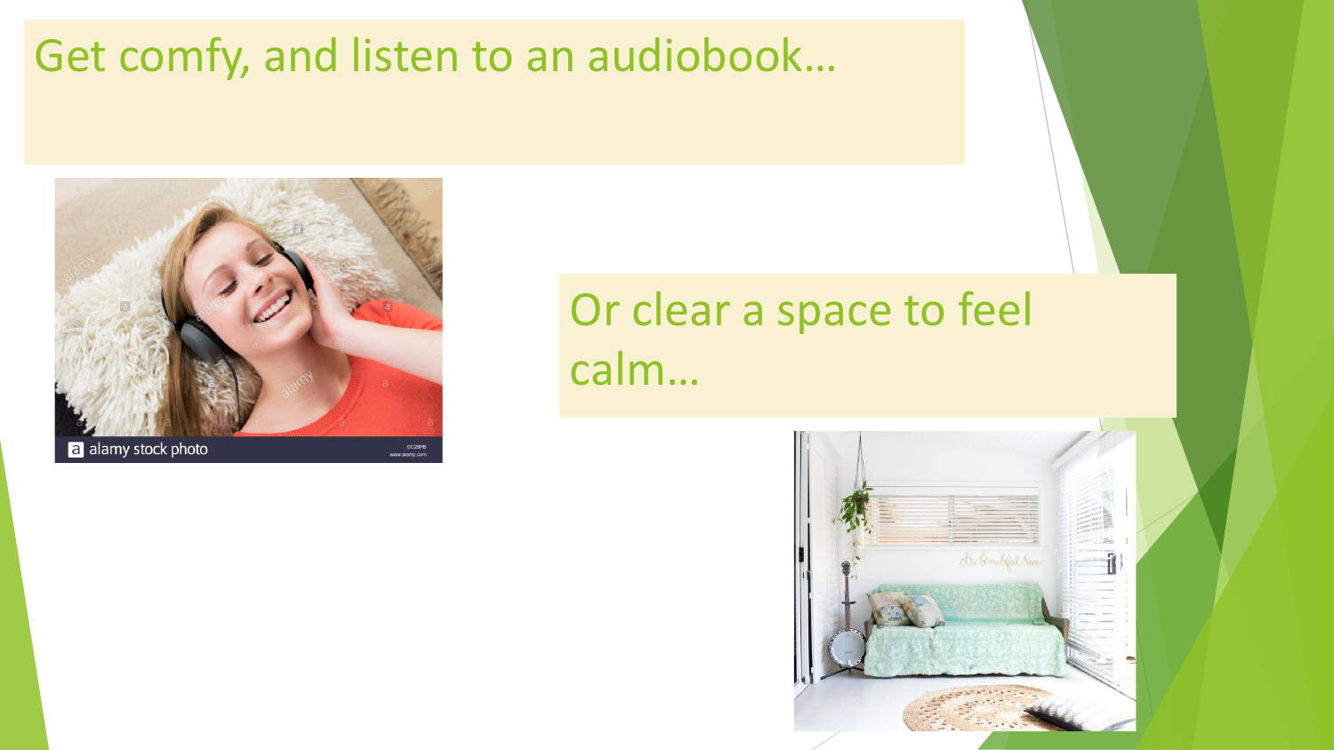Get comfy, and listen to an audiobook…

Or clear a space to feel calm…